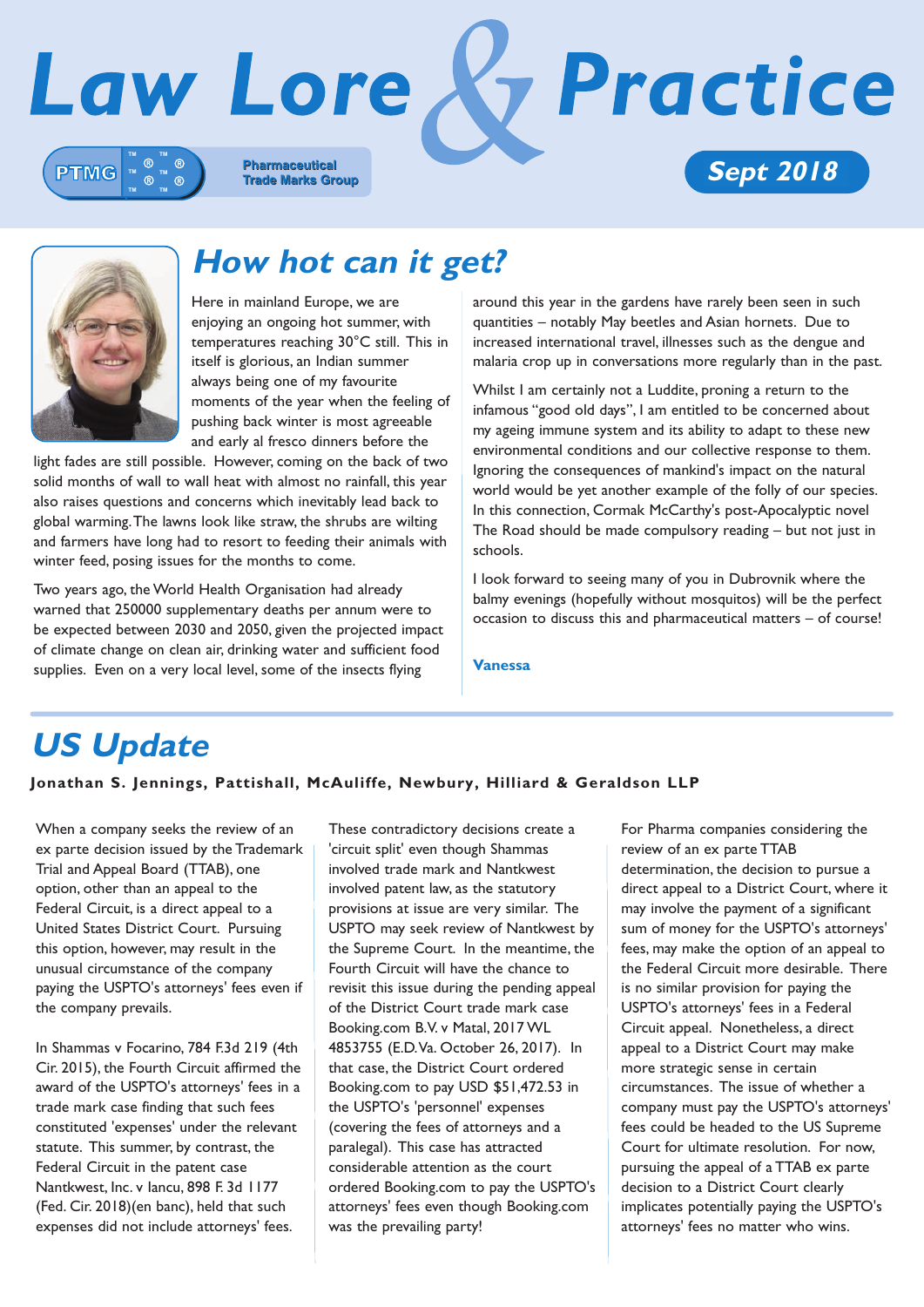# Law Lore & Practice

PTMG Pharmaceutical Trade Marks Group

Sept 2018

## How hot can it get?

Here in mainland Europe, we are enjoying an ongoing hot summer, with temperatures reaching 30°C still. This in itself is glorious, an Indian summer always being one of my favourite moments of the year when the feeling of pushing back winter is most agreeable and early al fresco dinners before the light fades are still possible. However, coming on the back of two solid months of wall to wall heat with almost no rainfall, this year also raises questions and concerns which inevitably lead back to global warming. The lawns look like straw, the shrubs are wilting and farmers have long had to resort to feeding their animals with winter feed, posing issues for the months to come.

Two years ago, the World Health Organisation had already warned that 250000 supplementary deaths per annum were to be expected between 2030 and 2050, given the projected impact of climate change on clean air, drinking water and sufficient food supplies. Even on a very local level, some of the insects flying around this year in the gardens have rarely been seen in such quantities – notably May beetles and Asian hornets. Due to increased international travel, illnesses such as the dengue and malaria crop up in conversations more regularly than in the past.

Whilst I am certainly not a Luddite, proning a return to the infamous "good old days", I am entitled to be concerned about my ageing immune system and its ability to adapt to these new environmental conditions and our collective response to them. Ignoring the consequences of mankind's impact on the natural world would be yet another example of the folly of our species. In this connection, Cormak McCarthy's post-Apocalyptic novel The Road should be made compulsory reading – but not just in schools.

I look forward to seeing many of you in Dubrovnik where the balmy evenings (hopefully without mosquitos) will be the perfect occasion to discuss this and pharmaceutical matters – of course!

**Vanessa**

## US Update

**Jonathan S. Jennings, Pattishall, McAuliffe, Newbury, Hilliard & Geraldson LLP**

When a company seeks the review of an ex parte decision issued by the Trademark Trial and Appeal Board (TTAB), one option, other than an appeal to the Federal Circuit, is a direct appeal to a United States District Court. Pursuing this option, however, may result in the unusual circumstance of the company paying the USPTO's attorneys' fees even if the company prevails.

In Shammas v Focarino, 784 F.3d 219 (4th Cir. 2015), the Fourth Circuit affirmed the award of the USPTO's attorneys' fees in a trade mark case finding that such fees constituted 'expenses' under the relevant statute. This summer, by contrast, the Federal Circuit in the patent case Nantkwest, Inc. v Iancu, 898 F. 3d 1177 (Fed. Cir. 2018)(en banc), held that such expenses did not include attorneys' fees.

These contradictory decisions create a 'circuit split' even though Shammas involved trade mark and Nantkwest involved patent law, as the statutory provisions at issue are very similar. The USPTO may seek review of Nantkwest by the Supreme Court. In the meantime, the Fourth Circuit will have the chance to revisit this issue during the pending appeal of the District Court trade mark case Booking.com B.V. v Matal, 2017 WL 4853755 (E.D. Va. October 26, 2017). In that case, the District Court ordered Booking.com to pay USD $51,472.53 in the USPTO's 'personnel' expenses (covering the fees of attorneys and a paralegal). This case has attracted considerable attention as the court ordered Booking.com to pay the USPTO's attorneys' fees even though Booking.com was the prevailing party!

For Pharma companies considering the review of an ex parte TTAB determination, the decision to pursue a direct appeal to a District Court, where it may involve the payment of a significant sum of money for the USPTO's attorneys' fees, may make the option of an appeal to the Federal Circuit more desirable. There is no similar provision for paying the USPTO's attorneys' fees in a Federal Circuit appeal. Nonetheless, a direct appeal to a District Court may make more strategic sense in certain circumstances. The issue of whether a company must pay the USPTO's attorneys' fees could be headed to the US Supreme Court for ultimate resolution. For now, pursuing the appeal of a TTAB ex parte decision to a District Court clearly implicates potentially paying the USPTO's attorneys' fees no matter who wins.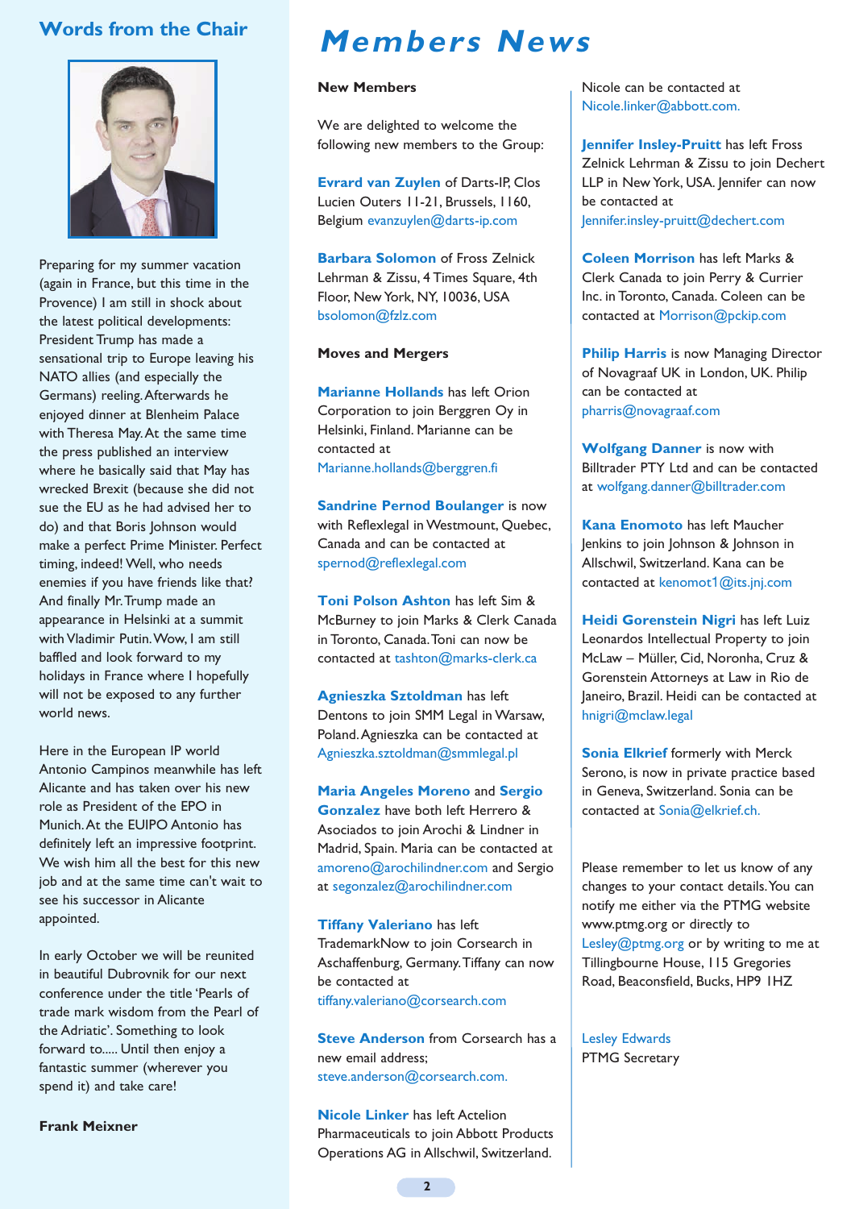## Words from the Chair

Preparing for my summer vacation (again in France, but this time in the Provence) I am still in shock about the latest political developments: President Trump has made a sensational trip to Europe leaving his NATO allies (and especially the Germans) reeling. Afterwards he enjoyed dinner at Blenheim Palace with Theresa May. At the same time the press published an interview where he basically said that May has wrecked Brexit (because she did not sue the EU as he had advised her to do) and that Boris Johnson would make a perfect Prime Minister. Perfect timing, indeed! Well, who needs enemies if you have friends like that? And finally Mr. Trump made an appearance in Helsinki at a summit with Vladimir Putin. Wow, I am still baffled and look forward to my holidays in France where I hopefully will not be exposed to any further world news.

Here in the European IP world Antonio Campinos meanwhile has left Alicante and has taken over his new role as President of the EPO in Munich. At the EUIPO Antonio has definitely left an impressive footprint. We wish him all the best for this new job and at the same time can't wait to see his successor in Alicante appointed.

In early October we will be reunited in beautiful Dubrovnik for our next conference under the title 'Pearls of trade mark wisdom from the Pearl of the Adriatic'. Something to look forward to..... Until then enjoy a fantastic summer (wherever you spend it) and take care!

**Frank Meixner**

# Members News

### New Members

We are delighted to welcome the following new members to the Group:

**Evrard van Zuylen** of Darts-IP, Clos Lucien Outers 11-21, Brussels, 1160, Belgium evanzuylen@darts-ip.com

**Barbara Solomon** of Fross Zelnick Lehrman & Zissu, 4 Times Square, 4th Floor, New York, NY, 10036, USA bsolomon@fzlz.com

### Moves and Mergers

**Marianne Hollands** has left Orion Corporation to join Berggren Oy in Helsinki, Finland. Marianne can be contacted at Marianne.hollands@berggren.fi

**Sandrine Pernod Boulanger** is now with Reflexlegal in Westmount, Quebec, Canada and can be contacted at spernod@reflexlegal.com

**Toni Polson Ashton** has left Sim & McBurney to join Marks & Clerk Canada in Toronto, Canada. Toni can now be contacted at tashton@marks-clerk.ca

**Agnieszka Sztoldman** has left Dentons to join SMM Legal in Warsaw, Poland. Agnieszka can be contacted at Agnieszka.sztoldman@smmlegal.pl

**Maria Angeles Moreno** and **Sergio Gonzalez** have both left Herrero & Asociados to join Arochi & Lindner in Madrid, Spain. Maria can be contacted at amoreno@arochilindner.com and Sergio at segonzalez@arochilindner.com

**Tiffany Valeriano** has left TrademarkNow to join Corsearch in Aschaffenburg, Germany. Tiffany can now be contacted at tiffany.valeriano@corsearch.com

**Steve Anderson** from Corsearch has a new email address; steve.anderson@corsearch.com.

**Nicole Linker** has left Actelion Pharmaceuticals to join Abbott Products Operations AG in Allschwil, Switzerland. Nicole can be contacted at Nicole.linker@abbott.com.

**Jennifer Insley-Pruitt** has left Fross Zelnick Lehrman & Zissu to join Dechert LLP in New York, USA. Jennifer can now be contacted at Jennifer.insley-pruitt@dechert.com

**Coleen Morrison** has left Marks & Clerk Canada to join Perry & Currier Inc. in Toronto, Canada. Coleen can be contacted at Morrison@pckip.com

**Philip Harris** is now Managing Director of Novagraaf UK in London, UK. Philip can be contacted at pharris@novagraaf.com

**Wolfgang Danner** is now with Billtrader PTY Ltd and can be contacted at wolfgang.danner@billtrader.com

**Kana Enomoto** has left Maucher Jenkins to join Johnson & Johnson in Allschwil, Switzerland. Kana can be contacted at kenomot1@its.jnj.com

**Heidi Gorenstein Nigri** has left Luiz Leonardos Intellectual Property to join McLaw – Müller, Cid, Noronha, Cruz & Gorenstein Attorneys at Law in Rio de Janeiro, Brazil. Heidi can be contacted at hnigri@mclaw.legal

**Sonia Elkrief** formerly with Merck Serono, is now in private practice based in Geneva, Switzerland. Sonia can be contacted at Sonia@elkrief.ch.

Please remember to let us know of any changes to your contact details. You can notify me either via the PTMG website www.ptmg.org or directly to Lesley@ptmg.org or by writing to me at Tillingbourne House, 115 Gregories Road, Beaconsfield, Bucks, HP9 1HZ

Lesley Edwards
PTMG Secretary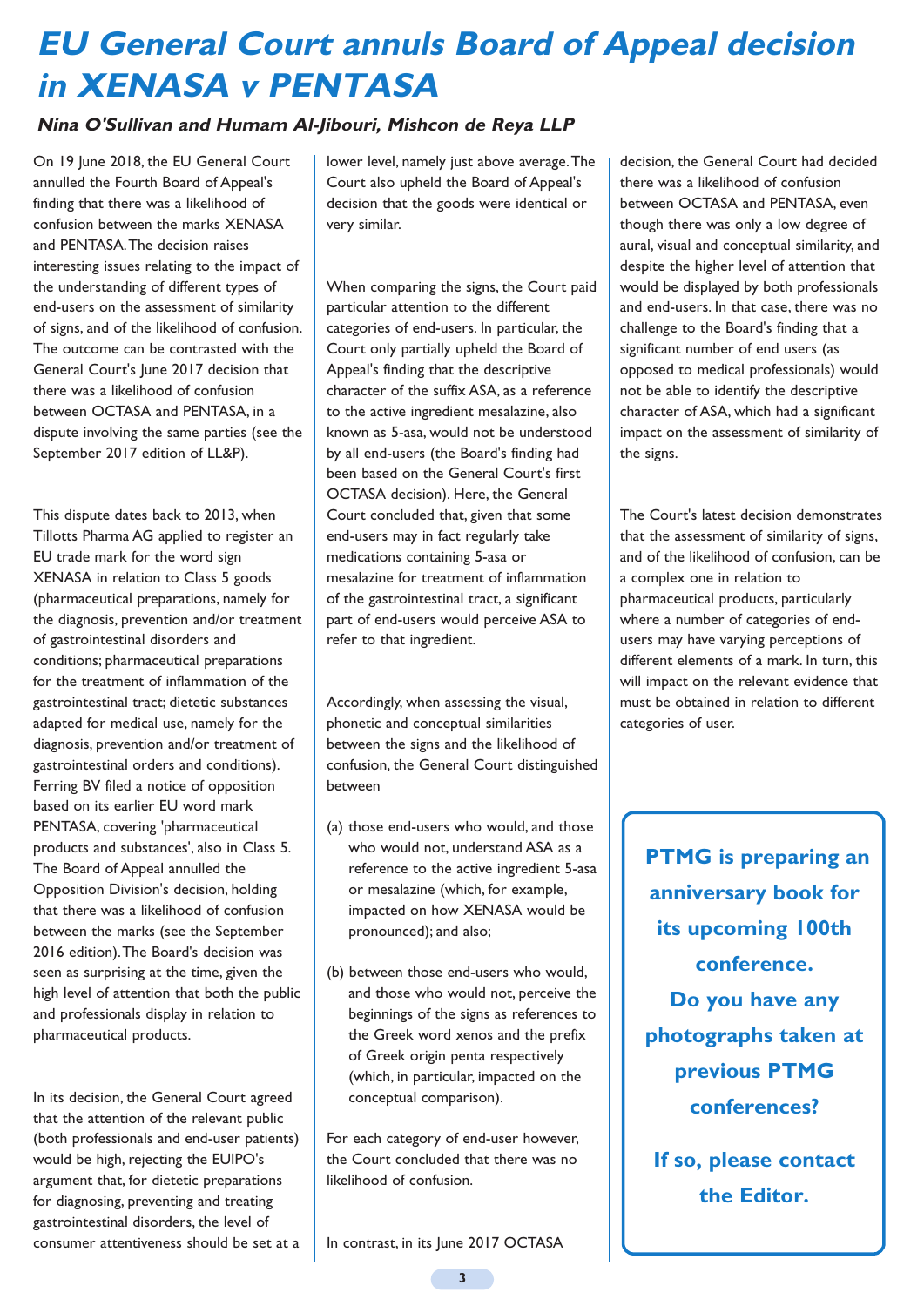# EU General Court annuls Board of Appeal decision in XENASA v PENTASA

***Nina O'Sullivan and Humam Al-Jibouri, Mishcon de Reya LLP***

On 19 June 2018, the EU General Court annulled the Fourth Board of Appeal's finding that there was a likelihood of confusion between the marks XENASA and PENTASA. The decision raises interesting issues relating to the impact of the understanding of different types of end-users on the assessment of similarity of signs, and of the likelihood of confusion. The outcome can be contrasted with the General Court's June 2017 decision that there was a likelihood of confusion between OCTASA and PENTASA, in a dispute involving the same parties (see the September 2017 edition of LL&P).

This dispute dates back to 2013, when Tillotts Pharma AG applied to register an EU trade mark for the word sign XENASA in relation to Class 5 goods (pharmaceutical preparations, namely for the diagnosis, prevention and/or treatment of gastrointestinal disorders and conditions; pharmaceutical preparations for the treatment of inflammation of the gastrointestinal tract; dietetic substances adapted for medical use, namely for the diagnosis, prevention and/or treatment of gastrointestinal orders and conditions). Ferring BV filed a notice of opposition based on its earlier EU word mark PENTASA, covering 'pharmaceutical products and substances', also in Class 5. The Board of Appeal annulled the Opposition Division's decision, holding that there was a likelihood of confusion between the marks (see the September 2016 edition). The Board's decision was seen as surprising at the time, given the high level of attention that both the public and professionals display in relation to pharmaceutical products.

In its decision, the General Court agreed that the attention of the relevant public (both professionals and end-user patients) would be high, rejecting the EUIPO's argument that, for dietetic preparations for diagnosing, preventing and treating gastrointestinal disorders, the level of consumer attentiveness should be set at a lower level, namely just above average. The Court also upheld the Board of Appeal's decision that the goods were identical or very similar.

When comparing the signs, the Court paid particular attention to the different categories of end-users. In particular, the Court only partially upheld the Board of Appeal's finding that the descriptive character of the suffix ASA, as a reference to the active ingredient mesalazine, also known as 5-asa, would not be understood by all end-users (the Board's finding had been based on the General Court's first OCTASA decision). Here, the General Court concluded that, given that some end-users may in fact regularly take medications containing 5-asa or mesalazine for treatment of inflammation of the gastrointestinal tract, a significant part of end-users would perceive ASA to refer to that ingredient.

Accordingly, when assessing the visual, phonetic and conceptual similarities between the signs and the likelihood of confusion, the General Court distinguished between

(a) those end-users who would, and those who would not, understand ASA as a reference to the active ingredient 5-asa or mesalazine (which, for example, impacted on how XENASA would be pronounced); and also;

(b) between those end-users who would, and those who would not, perceive the beginnings of the signs as references to the Greek word xenos and the prefix of Greek origin penta respectively (which, in particular, impacted on the conceptual comparison).

For each category of end-user however, the Court concluded that there was no likelihood of confusion.

In contrast, in its June 2017 OCTASA decision, the General Court had decided there was a likelihood of confusion between OCTASA and PENTASA, even though there was only a low degree of aural, visual and conceptual similarity, and despite the higher level of attention that would be displayed by both professionals and end-users. In that case, there was no challenge to the Board's finding that a significant number of end users (as opposed to medical professionals) would not be able to identify the descriptive character of ASA, which had a significant impact on the assessment of similarity of the signs.

The Court's latest decision demonstrates that the assessment of similarity of signs, and of the likelihood of confusion, can be a complex one in relation to pharmaceutical products, particularly where a number of categories of end-users may have varying perceptions of different elements of a mark. In turn, this will impact on the relevant evidence that must be obtained in relation to different categories of user.

**PTMG is preparing an anniversary book for its upcoming 100th conference. Do you have any photographs taken at previous PTMG conferences?**

**If so, please contact the Editor.**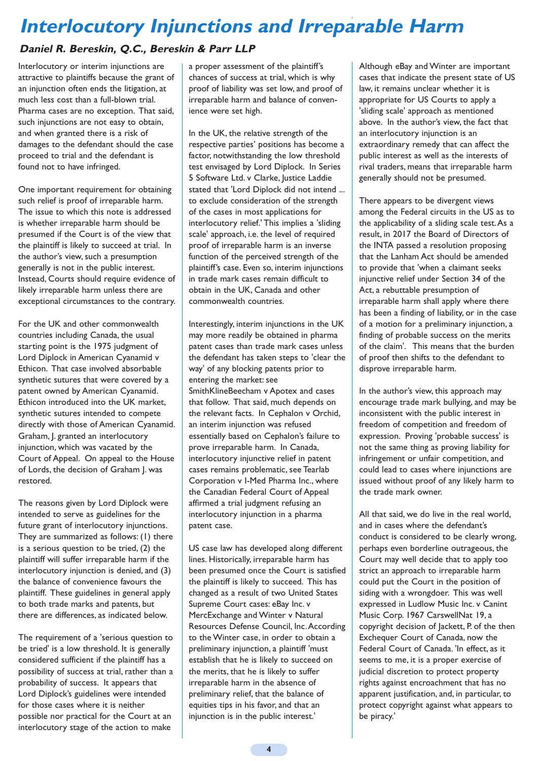# Interlocutory Injunctions and Irreparable Harm

### Daniel R. Bereskin, Q.C., Bereskin & Parr LLP

Interlocutory or interim injunctions are attractive to plaintiffs because the grant of an injunction often ends the litigation, at much less cost than a full-blown trial. Pharma cases are no exception. That said, such injunctions are not easy to obtain, and when granted there is a risk of damages to the defendant should the case proceed to trial and the defendant is found not to have infringed.

One important requirement for obtaining such relief is proof of irreparable harm. The issue to which this note is addressed is whether irreparable harm should be presumed if the Court is of the view that the plaintiff is likely to succeed at trial. In the author's view, such a presumption generally is not in the public interest. Instead, Courts should require evidence of likely irreparable harm unless there are exceptional circumstances to the contrary.

For the UK and other commonwealth countries including Canada, the usual starting point is the 1975 judgment of Lord Diplock in American Cyanamid v Ethicon. That case involved absorbable synthetic sutures that were covered by a patent owned by American Cyanamid. Ethicon introduced into the UK market, synthetic sutures intended to compete directly with those of American Cyanamid. Graham, J. granted an interlocutory injunction, which was vacated by the Court of Appeal. On appeal to the House of Lords, the decision of Graham J. was restored.

The reasons given by Lord Diplock were intended to serve as guidelines for the future grant of interlocutory injunctions. They are summarized as follows: (1) there is a serious question to be tried, (2) the plaintiff will suffer irreparable harm if the interlocutory injunction is denied, and (3) the balance of convenience favours the plaintiff. These guidelines in general apply to both trade marks and patents, but there are differences, as indicated below.

The requirement of a 'serious question to be tried' is a low threshold. It is generally considered sufficient if the plaintiff has a possibility of success at trial, rather than a probability of success. It appears that Lord Diplock's guidelines were intended for those cases where it is neither possible nor practical for the Court at an interlocutory stage of the action to make a proper assessment of the plaintiff's chances of success at trial, which is why proof of liability was set low, and proof of irreparable harm and balance of convenience were set high.

In the UK, the relative strength of the respective parties' positions has become a factor, notwithstanding the low threshold test envisaged by Lord Diplock. In Series 5 Software Ltd. v Clarke, Justice Laddie stated that 'Lord Diplock did not intend ... to exclude consideration of the strength of the cases in most applications for interlocutory relief.' This implies a 'sliding scale' approach, i.e. the level of required proof of irreparable harm is an inverse function of the perceived strength of the plaintiff's case. Even so, interim injunctions in trade mark cases remain difficult to obtain in the UK, Canada and other commonwealth countries.

Interestingly, interim injunctions in the UK may more readily be obtained in pharma patent cases than trade mark cases unless the defendant has taken steps to 'clear the way' of any blocking patents prior to entering the market: see SmithKlineBeecham v Apotex and cases that follow. That said, much depends on the relevant facts. In Cephalon v Orchid, an interim injunction was refused essentially based on Cephalon's failure to prove irreparable harm. In Canada, interlocutory injunctive relief in patent cases remains problematic, see Tearlab Corporation v I-Med Pharma Inc., where the Canadian Federal Court of Appeal affirmed a trial judgment refusing an interlocutory injunction in a pharma patent case.

US case law has developed along different lines. Historically, irreparable harm has been presumed once the Court is satisfied the plaintiff is likely to succeed. This has changed as a result of two United States Supreme Court cases: eBay Inc. v MercExchange and Winter v Natural Resources Defense Council, Inc. According to the Winter case, in order to obtain a preliminary injunction, a plaintiff 'must establish that he is likely to succeed on the merits, that he is likely to suffer irreparable harm in the absence of preliminary relief, that the balance of equities tips in his favor, and that an injunction is in the public interest.'

Although eBay and Winter are important cases that indicate the present state of US law, it remains unclear whether it is appropriate for US Courts to apply a 'sliding scale' approach as mentioned above. In the author's view, the fact that an interlocutory injunction is an extraordinary remedy that can affect the public interest as well as the interests of rival traders, means that irreparable harm generally should not be presumed.

There appears to be divergent views among the Federal circuits in the US as to the applicability of a sliding scale test. As a result, in 2017 the Board of Directors of the INTA passed a resolution proposing that the Lanham Act should be amended to provide that 'when a claimant seeks injunctive relief under Section 34 of the Act, a rebuttable presumption of irreparable harm shall apply where there has been a finding of liability, or in the case of a motion for a preliminary injunction, a finding of probable success on the merits of the claim'. This means that the burden of proof then shifts to the defendant to disprove irreparable harm.

In the author's view, this approach may encourage trade mark bullying, and may be inconsistent with the public interest in freedom of competition and freedom of expression. Proving 'probable success' is not the same thing as proving liability for infringement or unfair competition, and could lead to cases where injunctions are issued without proof of any likely harm to the trade mark owner.

All that said, we do live in the real world, and in cases where the defendant's conduct is considered to be clearly wrong, perhaps even borderline outrageous, the Court may well decide that to apply too strict an approach to irreparable harm could put the Court in the position of siding with a wrongdoer. This was well expressed in Ludlow Music Inc. v Canint Music Corp. 1967 CarswellNat 19, a copyright decision of Jackett, P. of the then Exchequer Court of Canada, now the Federal Court of Canada. 'In effect, as it seems to me, it is a proper exercise of judicial discretion to protect property rights against encroachment that has no apparent justification, and, in particular, to protect copyright against what appears to be piracy.'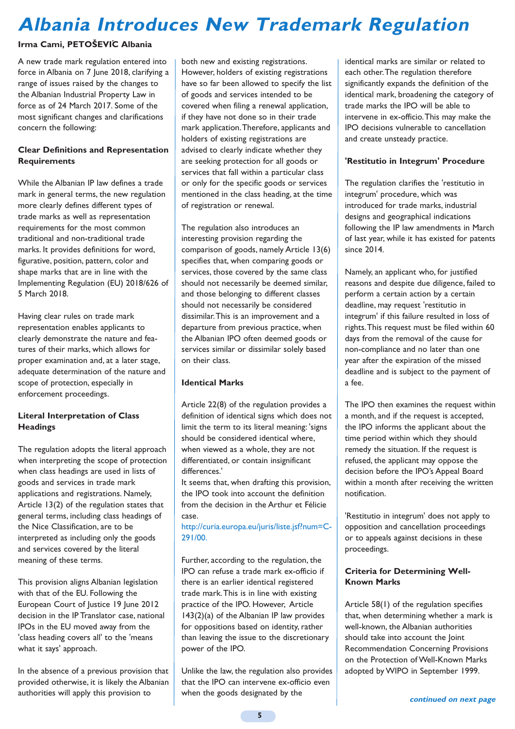# Albania Introduces New Trademark Regulation

**Irma Cami, PETOŠEVIĆ Albania**

A new trade mark regulation entered into force in Albania on 7 June 2018, clarifying a range of issues raised by the changes to the Albanian Industrial Property Law in force as of 24 March 2017. Some of the most significant changes and clarifications concern the following:

### Clear Definitions and Representation Requirements

While the Albanian IP law defines a trade mark in general terms, the new regulation more clearly defines different types of trade marks as well as representation requirements for the most common traditional and non-traditional trade marks. It provides definitions for word, figurative, position, pattern, color and shape marks that are in line with the Implementing Regulation (EU) 2018/626 of 5 March 2018.

Having clear rules on trade mark representation enables applicants to clearly demonstrate the nature and features of their marks, which allows for proper examination and, at a later stage, adequate determination of the nature and scope of protection, especially in enforcement proceedings.

### Literal Interpretation of Class Headings

The regulation adopts the literal approach when interpreting the scope of protection when class headings are used in lists of goods and services in trade mark applications and registrations. Namely, Article 13(2) of the regulation states that general terms, including class headings of the Nice Classification, are to be interpreted as including only the goods and services covered by the literal meaning of these terms.

This provision aligns Albanian legislation with that of the EU. Following the European Court of Justice 19 June 2012 decision in the IP Translator case, national IPOs in the EU moved away from the 'class heading covers all' to the 'means what it says' approach.

In the absence of a previous provision that provided otherwise, it is likely the Albanian authorities will apply this provision to both new and existing registrations. However, holders of existing registrations have so far been allowed to specify the list of goods and services intended to be covered when filing a renewal application, if they have not done so in their trade mark application. Therefore, applicants and holders of existing registrations are advised to clearly indicate whether they are seeking protection for all goods or services that fall within a particular class or only for the specific goods or services mentioned in the class heading, at the time of registration or renewal.

The regulation also introduces an interesting provision regarding the comparison of goods, namely Article 13(6) specifies that, when comparing goods or services, those covered by the same class should not necessarily be deemed similar, and those belonging to different classes should not necessarily be considered dissimilar. This is an improvement and a departure from previous practice, when the Albanian IPO often deemed goods or services similar or dissimilar solely based on their class.

### Identical Marks

Article 22(8) of the regulation provides a definition of identical signs which does not limit the term to its literal meaning: 'signs should be considered identical where, when viewed as a whole, they are not differentiated, or contain insignificant differences.'
It seems that, when drafting this provision, the IPO took into account the definition from the decision in the Arthur et Félicie case.
http://curia.europa.eu/juris/liste.jsf?num=C-291/00.

Further, according to the regulation, the IPO can refuse a trade mark ex-officio if there is an earlier identical registered trade mark. This is in line with existing practice of the IPO. However, Article 143(2)(a) of the Albanian IP law provides for oppositions based on identity, rather than leaving the issue to the discretionary power of the IPO.

Unlike the law, the regulation also provides that the IPO can intervene ex-officio even when the goods designated by the identical marks are similar or related to each other. The regulation therefore significantly expands the definition of the identical mark, broadening the category of trade marks the IPO will be able to intervene in ex-officio. This may make the IPO decisions vulnerable to cancellation and create unsteady practice.

### 'Restitutio in Integrum' Procedure

The regulation clarifies the 'restitutio in integrum' procedure, which was introduced for trade marks, industrial designs and geographical indications following the IP law amendments in March of last year, while it has existed for patents since 2014.

Namely, an applicant who, for justified reasons and despite due diligence, failed to perform a certain action by a certain deadline, may request 'restitutio in integrum' if this failure resulted in loss of rights. This request must be filed within 60 days from the removal of the cause for non-compliance and no later than one year after the expiration of the missed deadline and is subject to the payment of a fee.

The IPO then examines the request within a month, and if the request is accepted, the IPO informs the applicant about the time period within which they should remedy the situation. If the request is refused, the applicant may oppose the decision before the IPO's Appeal Board within a month after receiving the written notification.

'Restitutio in integrum' does not apply to opposition and cancellation proceedings or to appeals against decisions in these proceedings.

### Criteria for Determining Well-Known Marks

Article 58(1) of the regulation specifies that, when determining whether a mark is well-known, the Albanian authorities should take into account the Joint Recommendation Concerning Provisions on the Protection of Well-Known Marks adopted by WIPO in September 1999.

*continued on next page*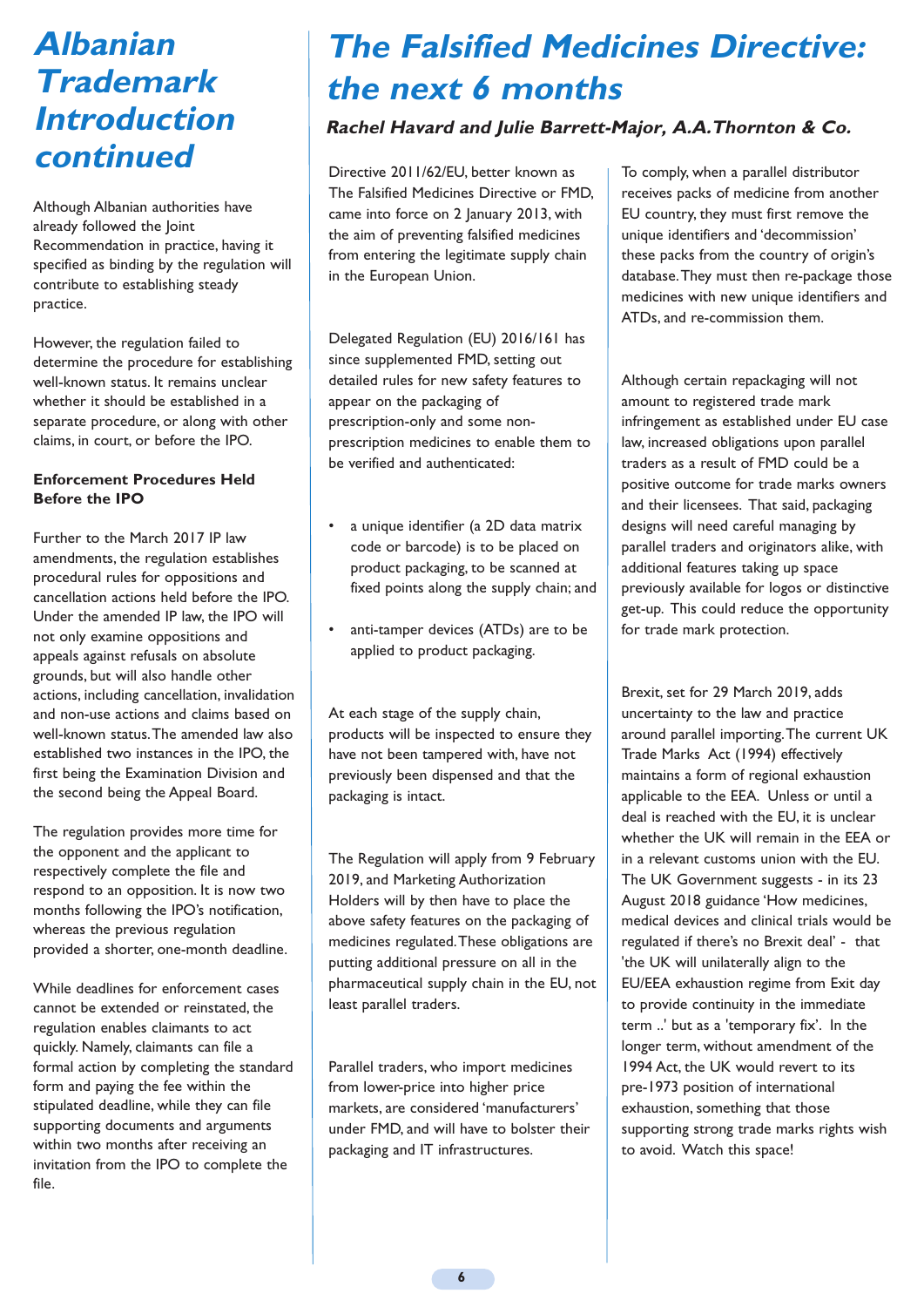# Albanian Trademark Introduction continued

Although Albanian authorities have already followed the Joint Recommendation in practice, having it specified as binding by the regulation will contribute to establishing steady practice.

However, the regulation failed to determine the procedure for establishing well-known status. It remains unclear whether it should be established in a separate procedure, or along with other claims, in court, or before the IPO.

**Enforcement Procedures Held Before the IPO**

Further to the March 2017 IP law amendments, the regulation establishes procedural rules for oppositions and cancellation actions held before the IPO. Under the amended IP law, the IPO will not only examine oppositions and appeals against refusals on absolute grounds, but will also handle other actions, including cancellation, invalidation and non-use actions and claims based on well-known status. The amended law also established two instances in the IPO, the first being the Examination Division and the second being the Appeal Board.

The regulation provides more time for the opponent and the applicant to respectively complete the file and respond to an opposition. It is now two months following the IPO's notification, whereas the previous regulation provided a shorter, one-month deadline.

While deadlines for enforcement cases cannot be extended or reinstated, the regulation enables claimants to act quickly. Namely, claimants can file a formal action by completing the standard form and paying the fee within the stipulated deadline, while they can file supporting documents and arguments within two months after receiving an invitation from the IPO to complete the file.

# The Falsified Medicines Directive: the next 6 months

***Rachel Havard and Julie Barrett-Major, A.A.Thornton & Co.***

Directive 2011/62/EU, better known as The Falsified Medicines Directive or FMD, came into force on 2 January 2013, with the aim of preventing falsified medicines from entering the legitimate supply chain in the European Union.

Delegated Regulation (EU) 2016/161 has since supplemented FMD, setting out detailed rules for new safety features to appear on the packaging of prescription-only and some non-prescription medicines to enable them to be verified and authenticated:

- a unique identifier (a 2D data matrix code or barcode) is to be placed on product packaging, to be scanned at fixed points along the supply chain; and
- anti-tamper devices (ATDs) are to be applied to product packaging.

At each stage of the supply chain, products will be inspected to ensure they have not been tampered with, have not previously been dispensed and that the packaging is intact.

The Regulation will apply from 9 February 2019, and Marketing Authorization Holders will by then have to place the above safety features on the packaging of medicines regulated. These obligations are putting additional pressure on all in the pharmaceutical supply chain in the EU, not least parallel traders.

Parallel traders, who import medicines from lower-price into higher price markets, are considered 'manufacturers' under FMD, and will have to bolster their packaging and IT infrastructures.

To comply, when a parallel distributor receives packs of medicine from another EU country, they must first remove the unique identifiers and 'decommission' these packs from the country of origin's database. They must then re-package those medicines with new unique identifiers and ATDs, and re-commission them.

Although certain repackaging will not amount to registered trade mark infringement as established under EU case law, increased obligations upon parallel traders as a result of FMD could be a positive outcome for trade marks owners and their licensees. That said, packaging designs will need careful managing by parallel traders and originators alike, with additional features taking up space previously available for logos or distinctive get-up. This could reduce the opportunity for trade mark protection.

Brexit, set for 29 March 2019, adds uncertainty to the law and practice around parallel importing. The current UK Trade Marks Act (1994) effectively maintains a form of regional exhaustion applicable to the EEA. Unless or until a deal is reached with the EU, it is unclear whether the UK will remain in the EEA or in a relevant customs union with the EU. The UK Government suggests - in its 23 August 2018 guidance 'How medicines, medical devices and clinical trials would be regulated if there's no Brexit deal' - that 'the UK will unilaterally align to the EU/EEA exhaustion regime from Exit day to provide continuity in the immediate term ..' but as a 'temporary fix'. In the longer term, without amendment of the 1994 Act, the UK would revert to its pre-1973 position of international exhaustion, something that those supporting strong trade marks rights wish to avoid. Watch this space!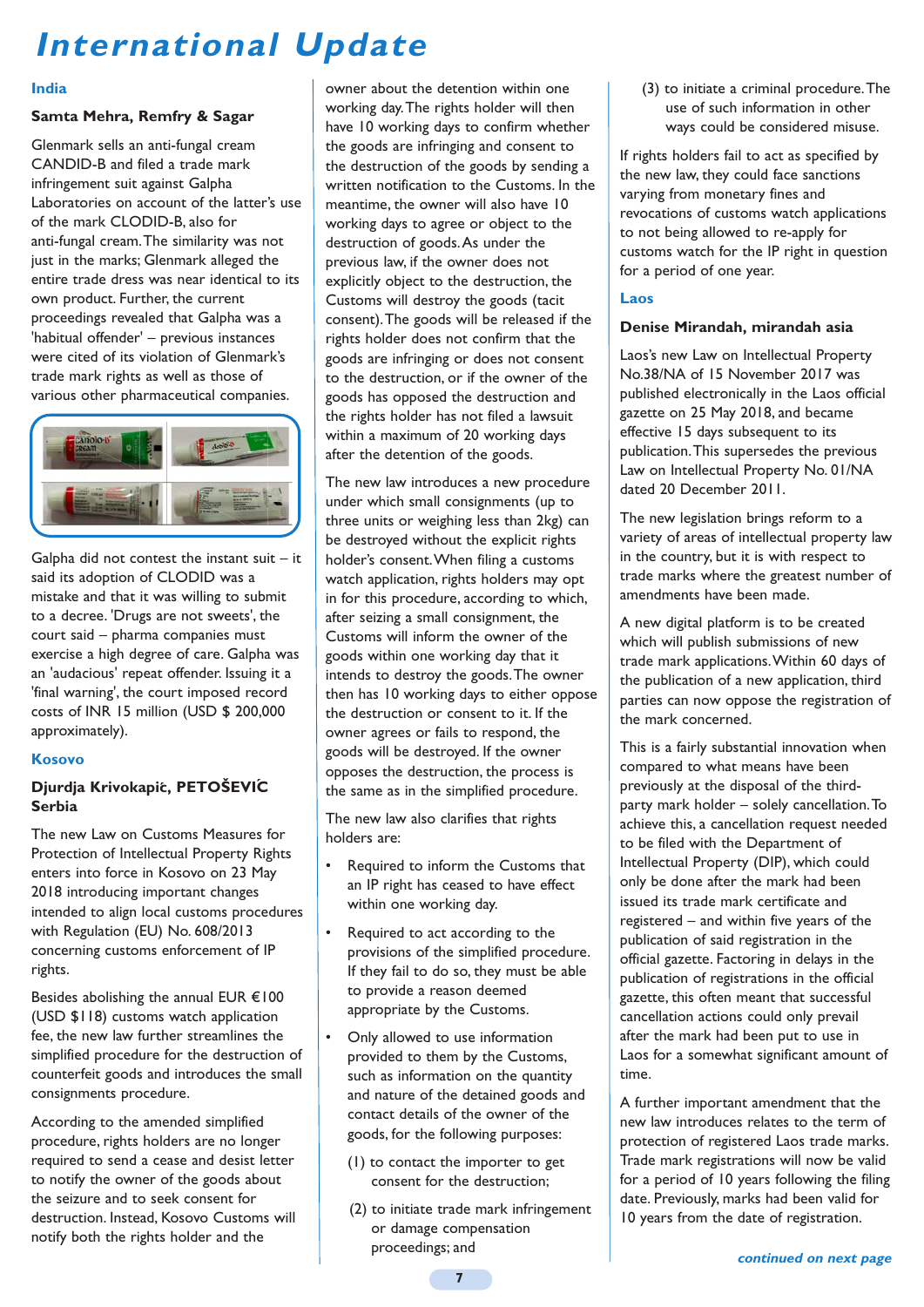# International Update

## India

### Samta Mehra, Remfry & Sagar

Glenmark sells an anti-fungal cream CANDID-B and filed a trade mark infringement suit against Galpha Laboratories on account of the latter's use of the mark CLODID-B, also for anti-fungal cream. The similarity was not just in the marks; Glenmark alleged the entire trade dress was near identical to its own product. Further, the current proceedings revealed that Galpha was a 'habitual offender' – previous instances were cited of its violation of Glenmark's trade mark rights as well as those of various other pharmaceutical companies.

Galpha did not contest the instant suit – it said its adoption of CLODID was a mistake and that it was willing to submit to a decree. 'Drugs are not sweets', the court said – pharma companies must exercise a high degree of care. Galpha was an 'audacious' repeat offender. Issuing it a 'final warning', the court imposed record costs of INR 15 million (USD $ 200,000 approximately).

## Kosovo

### Djurdja Krivokapić, PETOŠEVIĆ Serbia

The new Law on Customs Measures for Protection of Intellectual Property Rights enters into force in Kosovo on 23 May 2018 introducing important changes intended to align local customs procedures with Regulation (EU) No. 608/2013 concerning customs enforcement of IP rights.

Besides abolishing the annual EUR €100 (USD $118) customs watch application fee, the new law further streamlines the simplified procedure for the destruction of counterfeit goods and introduces the small consignments procedure.

According to the amended simplified procedure, rights holders are no longer required to send a cease and desist letter to notify the owner of the goods about the seizure and to seek consent for destruction. Instead, Kosovo Customs will notify both the rights holder and the owner about the detention within one working day. The rights holder will then have 10 working days to confirm whether the goods are infringing and consent to the destruction of the goods by sending a written notification to the Customs. In the meantime, the owner will also have 10 working days to agree or object to the destruction of goods. As under the previous law, if the owner does not explicitly object to the destruction, the Customs will destroy the goods (tacit consent). The goods will be released if the rights holder does not confirm that the goods are infringing or does not consent to the destruction, or if the owner of the goods has opposed the destruction and the rights holder has not filed a lawsuit within a maximum of 20 working days after the detention of the goods.

The new law introduces a new procedure under which small consignments (up to three units or weighing less than 2kg) can be destroyed without the explicit rights holder's consent. When filing a customs watch application, rights holders may opt in for this procedure, according to which, after seizing a small consignment, the Customs will inform the owner of the goods within one working day that it intends to destroy the goods. The owner then has 10 working days to either oppose the destruction or consent to it. If the owner agrees or fails to respond, the goods will be destroyed. If the owner opposes the destruction, the process is the same as in the simplified procedure.

The new law also clarifies that rights holders are:

- Required to inform the Customs that an IP right has ceased to have effect within one working day.
- Required to act according to the provisions of the simplified procedure. If they fail to do so, they must be able to provide a reason deemed appropriate by the Customs.
- Only allowed to use information provided to them by the Customs, such as information on the quantity and nature of the detained goods and contact details of the owner of the goods, for the following purposes:
  (1) to contact the importer to get consent for the destruction;
  (2) to initiate trade mark infringement or damage compensation proceedings; and
  (3) to initiate a criminal procedure. The use of such information in other ways could be considered misuse.

If rights holders fail to act as specified by the new law, they could face sanctions varying from monetary fines and revocations of customs watch applications to not being allowed to re-apply for customs watch for the IP right in question for a period of one year.

## Laos

### Denise Mirandah, mirandah asia

Laos's new Law on Intellectual Property No.38/NA of 15 November 2017 was published electronically in the Laos official gazette on 25 May 2018, and became effective 15 days subsequent to its publication. This supersedes the previous Law on Intellectual Property No. 01/NA dated 20 December 2011.

The new legislation brings reform to a variety of areas of intellectual property law in the country, but it is with respect to trade marks where the greatest number of amendments have been made.

A new digital platform is to be created which will publish submissions of new trade mark applications. Within 60 days of the publication of a new application, third parties can now oppose the registration of the mark concerned.

This is a fairly substantial innovation when compared to what means have been previously at the disposal of the third-party mark holder – solely cancellation. To achieve this, a cancellation request needed to be filed with the Department of Intellectual Property (DIP), which could only be done after the mark had been issued its trade mark certificate and registered – and within five years of the publication of said registration in the official gazette. Factoring in delays in the publication of registrations in the official gazette, this often meant that successful cancellation actions could only prevail after the mark had been put to use in Laos for a somewhat significant amount of time.

A further important amendment that the new law introduces relates to the term of protection of registered Laos trade marks. Trade mark registrations will now be valid for a period of 10 years following the filing date. Previously, marks had been valid for 10 years from the date of registration.

*continued on next page*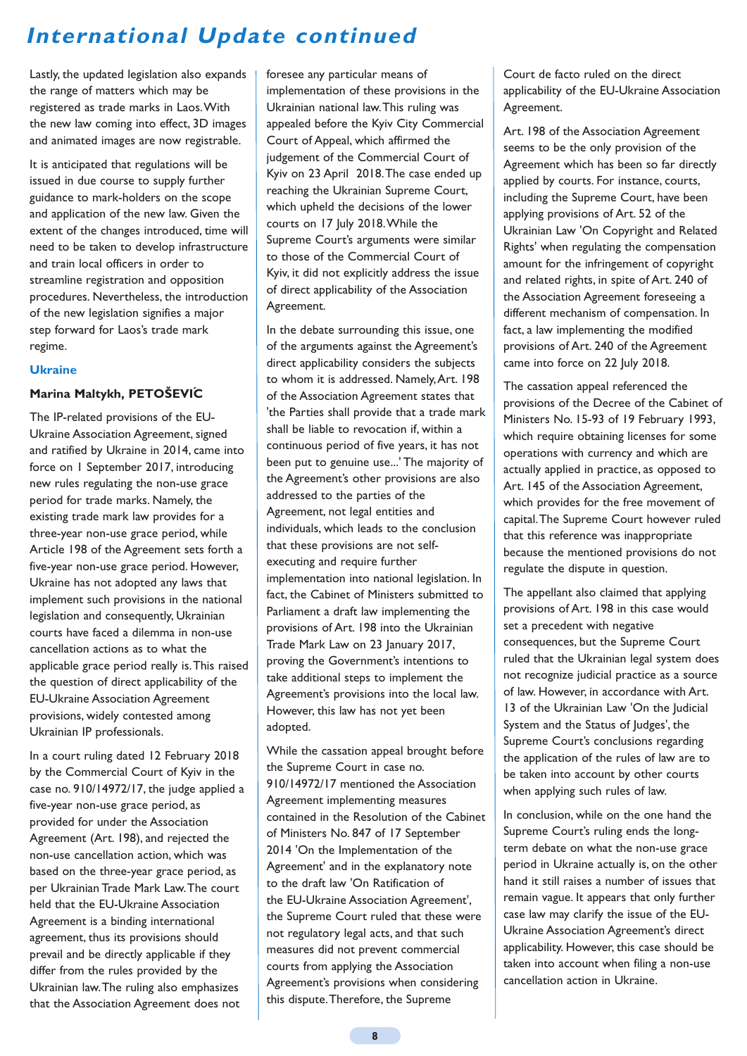Lastly, the updated legislation also expands the range of matters which may be registered as trade marks in Laos. With the new law coming into effect, 3D images and animated images are now registrable.

It is anticipated that regulations will be issued in due course to supply further guidance to mark-holders on the scope and application of the new law. Given the extent of the changes introduced, time will need to be taken to develop infrastructure and train local officers in order to streamline registration and opposition procedures. Nevertheless, the introduction of the new legislation signifies a major step forward for Laos's trade mark regime.

## Ukraine

### Marina Maltykh, PETOŠEVIĆ

The IP-related provisions of the EU-Ukraine Association Agreement, signed and ratified by Ukraine in 2014, came into force on 1 September 2017, introducing new rules regulating the non-use grace period for trade marks. Namely, the existing trade mark law provides for a three-year non-use grace period, while Article 198 of the Agreement sets forth a five-year non-use grace period. However, Ukraine has not adopted any laws that implement such provisions in the national legislation and consequently, Ukrainian courts have faced a dilemma in non-use cancellation actions as to what the applicable grace period really is. This raised the question of direct applicability of the EU-Ukraine Association Agreement provisions, widely contested among Ukrainian IP professionals.

In a court ruling dated 12 February 2018 by the Commercial Court of Kyiv in the case no. 910/14972/17, the judge applied a five-year non-use grace period, as provided for under the Association Agreement (Art. 198), and rejected the non-use cancellation action, which was based on the three-year grace period, as per Ukrainian Trade Mark Law. The court held that the EU-Ukraine Association Agreement is a binding international agreement, thus its provisions should prevail and be directly applicable if they differ from the rules provided by the Ukrainian law. The ruling also emphasizes that the Association Agreement does not foresee any particular means of implementation of these provisions in the Ukrainian national law. This ruling was appealed before the Kyiv City Commercial Court of Appeal, which affirmed the judgement of the Commercial Court of Kyiv on 23 April 2018. The case ended up reaching the Ukrainian Supreme Court, which upheld the decisions of the lower courts on 17 July 2018. While the Supreme Court's arguments were similar to those of the Commercial Court of Kyiv, it did not explicitly address the issue of direct applicability of the Association Agreement.

In the debate surrounding this issue, one of the arguments against the Agreement's direct applicability considers the subjects to whom it is addressed. Namely, Art. 198 of the Association Agreement states that 'the Parties shall provide that a trade mark shall be liable to revocation if, within a continuous period of five years, it has not been put to genuine use...' The majority of the Agreement's other provisions are also addressed to the parties of the Agreement, not legal entities and individuals, which leads to the conclusion that these provisions are not self-executing and require further implementation into national legislation. In fact, the Cabinet of Ministers submitted to Parliament a draft law implementing the provisions of Art. 198 into the Ukrainian Trade Mark Law on 23 January 2017, proving the Government's intentions to take additional steps to implement the Agreement's provisions into the local law. However, this law has not yet been adopted.

While the cassation appeal brought before the Supreme Court in case no. 910/14972/17 mentioned the Association Agreement implementing measures contained in the Resolution of the Cabinet of Ministers No. 847 of 17 September 2014 'On the Implementation of the Agreement' and in the explanatory note to the draft law 'On Ratification of the EU-Ukraine Association Agreement', the Supreme Court ruled that these were not regulatory legal acts, and that such measures did not prevent commercial courts from applying the Association Agreement's provisions when considering this dispute. Therefore, the Supreme Court de facto ruled on the direct applicability of the EU-Ukraine Association Agreement.

Art. 198 of the Association Agreement seems to be the only provision of the Agreement which has been so far directly applied by courts. For instance, courts, including the Supreme Court, have been applying provisions of Art. 52 of the Ukrainian Law 'On Copyright and Related Rights' when regulating the compensation amount for the infringement of copyright and related rights, in spite of Art. 240 of the Association Agreement foreseeing a different mechanism of compensation. In fact, a law implementing the modified provisions of Art. 240 of the Agreement came into force on 22 July 2018.

The cassation appeal referenced the provisions of the Decree of the Cabinet of Ministers No. 15-93 of 19 February 1993, which require obtaining licenses for some operations with currency and which are actually applied in practice, as opposed to Art. 145 of the Association Agreement, which provides for the free movement of capital. The Supreme Court however ruled that this reference was inappropriate because the mentioned provisions do not regulate the dispute in question.

The appellant also claimed that applying provisions of Art. 198 in this case would set a precedent with negative consequences, but the Supreme Court ruled that the Ukrainian legal system does not recognize judicial practice as a source of law. However, in accordance with Art. 13 of the Ukrainian Law 'On the Judicial System and the Status of Judges', the Supreme Court's conclusions regarding the application of the rules of law are to be taken into account by other courts when applying such rules of law.

In conclusion, while on the one hand the Supreme Court's ruling ends the long-term debate on what the non-use grace period in Ukraine actually is, on the other hand it still raises a number of issues that remain vague. It appears that only further case law may clarify the issue of the EU-Ukraine Association Agreement's direct applicability. However, this case should be taken into account when filing a non-use cancellation action in Ukraine.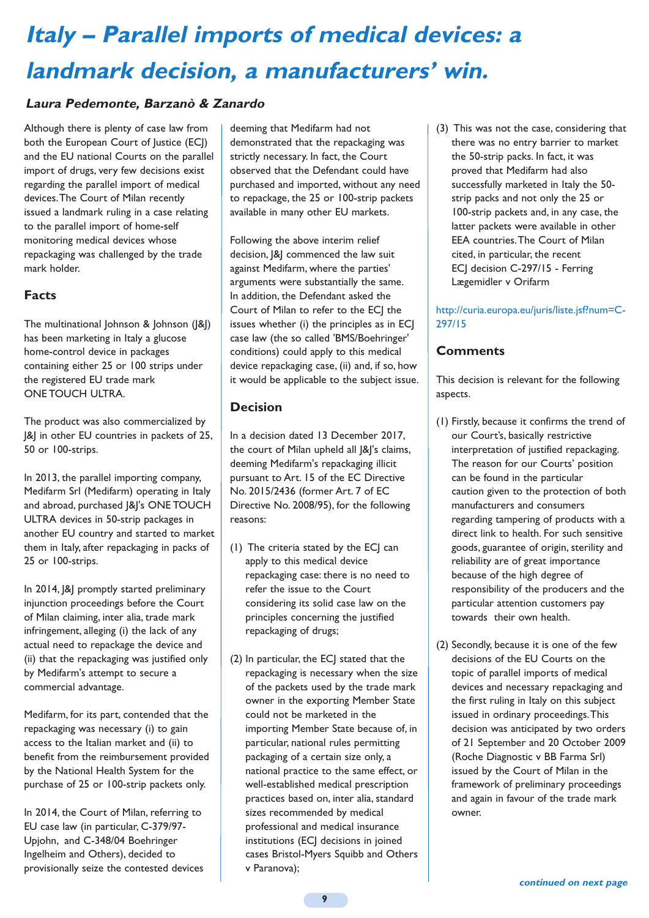# *Italy – Parallel imports of medical devices: a landmark decision, a manufacturers' win.*

***Laura Pedemonte, Barzanò & Zanardo***

Although there is plenty of case law from both the European Court of Justice (ECJ) and the EU national Courts on the parallel import of drugs, very few decisions exist regarding the parallel import of medical devices. The Court of Milan recently issued a landmark ruling in a case relating to the parallel import of home-self monitoring medical devices whose repackaging was challenged by the trade mark holder.

### Facts

The multinational Johnson & Johnson (J&J) has been marketing in Italy a glucose home-control device in packages containing either 25 or 100 strips under the registered EU trade mark ONE TOUCH ULTRA.

The product was also commercialized by J&J in other EU countries in packets of 25, 50 or 100-strips.

In 2013, the parallel importing company, Medifarm Srl (Medifarm) operating in Italy and abroad, purchased J&J's ONE TOUCH ULTRA devices in 50-strip packages in another EU country and started to market them in Italy, after repackaging in packs of 25 or 100-strips.

In 2014, J&J promptly started preliminary injunction proceedings before the Court of Milan claiming, inter alia, trade mark infringement, alleging (i) the lack of any actual need to repackage the device and (ii) that the repackaging was justified only by Medifarm's attempt to secure a commercial advantage.

Medifarm, for its part, contended that the repackaging was necessary (i) to gain access to the Italian market and (ii) to benefit from the reimbursement provided by the National Health System for the purchase of 25 or 100-strip packets only.

In 2014, the Court of Milan, referring to EU case law (in particular, C-379/97- Upjohn, and C-348/04 Boehringer Ingelheim and Others), decided to provisionally seize the contested devices deeming that Medifarm had not demonstrated that the repackaging was strictly necessary. In fact, the Court observed that the Defendant could have purchased and imported, without any need to repackage, the 25 or 100-strip packets available in many other EU markets.

Following the above interim relief decision, J&J commenced the law suit against Medifarm, where the parties' arguments were substantially the same. In addition, the Defendant asked the Court of Milan to refer to the ECJ the issues whether (i) the principles as in ECJ case law (the so called 'BMS/Boehringer' conditions) could apply to this medical device repackaging case, (ii) and, if so, how it would be applicable to the subject issue.

### Decision

In a decision dated 13 December 2017, the court of Milan upheld all J&J's claims, deeming Medifarm's repackaging illicit pursuant to Art. 15 of the EC Directive No. 2015/2436 (former Art. 7 of EC Directive No. 2008/95), for the following reasons:

(1) The criteria stated by the ECJ can apply to this medical device repackaging case: there is no need to refer the issue to the Court considering its solid case law on the principles concerning the justified repackaging of drugs;

(2) In particular, the ECJ stated that the repackaging is necessary when the size of the packets used by the trade mark owner in the exporting Member State could not be marketed in the importing Member State because of, in particular, national rules permitting packaging of a certain size only, a national practice to the same effect, or well-established medical prescription practices based on, inter alia, standard sizes recommended by medical professional and medical insurance institutions (ECJ decisions in joined cases Bristol-Myers Squibb and Others v Paranova);

(3) This was not the case, considering that there was no entry barrier to market the 50-strip packs. In fact, it was proved that Medifarm had also successfully marketed in Italy the 50-strip packs and not only the 25 or 100-strip packets and, in any case, the latter packets were available in other EEA countries. The Court of Milan cited, in particular, the recent ECJ decision C-297/15 - Ferring Lægemidler v Orifarm

http://curia.europa.eu/juris/liste.jsf?num=C-297/15

### Comments

This decision is relevant for the following aspects.

(1) Firstly, because it confirms the trend of our Court's, basically restrictive interpretation of justified repackaging. The reason for our Courts' position can be found in the particular caution given to the protection of both manufacturers and consumers regarding tampering of products with a direct link to health. For such sensitive goods, guarantee of origin, sterility and reliability are of great importance because of the high degree of responsibility of the producers and the particular attention customers pay towards their own health.

(2) Secondly, because it is one of the few decisions of the EU Courts on the topic of parallel imports of medical devices and necessary repackaging and the first ruling in Italy on this subject issued in ordinary proceedings. This decision was anticipated by two orders of 21 September and 20 October 2009 (Roche Diagnostic v BB Farma Srl) issued by the Court of Milan in the framework of preliminary proceedings and again in favour of the trade mark owner.

***continued on next page***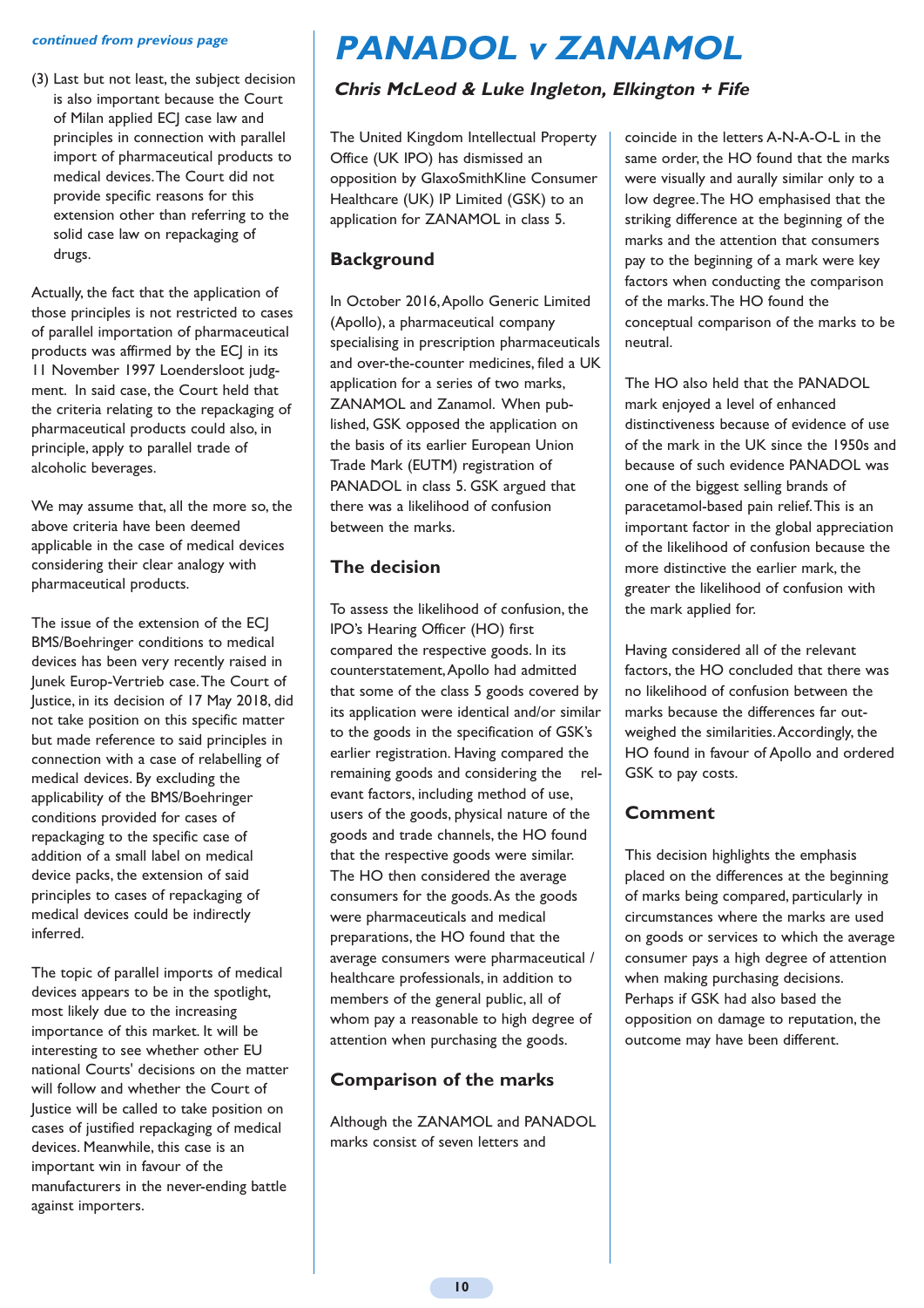*continued from previous page*

(3) Last but not least, the subject decision is also important because the Court of Milan applied ECJ case law and principles in connection with parallel import of pharmaceutical products to medical devices. The Court did not provide specific reasons for this extension other than referring to the solid case law on repackaging of drugs.

Actually, the fact that the application of those principles is not restricted to cases of parallel importation of pharmaceutical products was affirmed by the ECJ in its 11 November 1997 Loendersloot judgment. In said case, the Court held that the criteria relating to the repackaging of pharmaceutical products could also, in principle, apply to parallel trade of alcoholic beverages.

We may assume that, all the more so, the above criteria have been deemed applicable in the case of medical devices considering their clear analogy with pharmaceutical products.

The issue of the extension of the ECJ BMS/Boehringer conditions to medical devices has been very recently raised in Junek Europ-Vertrieb case. The Court of Justice, in its decision of 17 May 2018, did not take position on this specific matter but made reference to said principles in connection with a case of relabelling of medical devices. By excluding the applicability of the BMS/Boehringer conditions provided for cases of repackaging to the specific case of addition of a small label on medical device packs, the extension of said principles to cases of repackaging of medical devices could be indirectly inferred.

The topic of parallel imports of medical devices appears to be in the spotlight, most likely due to the increasing importance of this market. It will be interesting to see whether other EU national Courts' decisions on the matter will follow and whether the Court of Justice will be called to take position on cases of justified repackaging of medical devices. Meanwhile, this case is an important win in favour of the manufacturers in the never-ending battle against importers.

# PANADOL v ZANAMOL

### Chris McLeod & Luke Ingleton, Elkington + Fife

The United Kingdom Intellectual Property Office (UK IPO) has dismissed an opposition by GlaxoSmithKline Consumer Healthcare (UK) IP Limited (GSK) to an application for ZANAMOL in class 5.

## Background

In October 2016, Apollo Generic Limited (Apollo), a pharmaceutical company specialising in prescription pharmaceuticals and over-the-counter medicines, filed a UK application for a series of two marks, ZANAMOL and Zanamol. When published, GSK opposed the application on the basis of its earlier European Union Trade Mark (EUTM) registration of PANADOL in class 5. GSK argued that there was a likelihood of confusion between the marks.

## The decision

To assess the likelihood of confusion, the IPO's Hearing Officer (HO) first compared the respective goods. In its counterstatement, Apollo had admitted that some of the class 5 goods covered by its application were identical and/or similar to the goods in the specification of GSK's earlier registration. Having compared the remaining goods and considering the relevant factors, including method of use, users of the goods, physical nature of the goods and trade channels, the HO found that the respective goods were similar. The HO then considered the average consumers for the goods. As the goods were pharmaceuticals and medical preparations, the HO found that the average consumers were pharmaceutical / healthcare professionals, in addition to members of the general public, all of whom pay a reasonable to high degree of attention when purchasing the goods.

## Comparison of the marks

Although the ZANAMOL and PANADOL marks consist of seven letters and coincide in the letters A-N-A-O-L in the same order, the HO found that the marks were visually and aurally similar only to a low degree. The HO emphasised that the striking difference at the beginning of the marks and the attention that consumers pay to the beginning of a mark were key factors when conducting the comparison of the marks. The HO found the conceptual comparison of the marks to be neutral.

The HO also held that the PANADOL mark enjoyed a level of enhanced distinctiveness because of evidence of use of the mark in the UK since the 1950s and because of such evidence PANADOL was one of the biggest selling brands of paracetamol-based pain relief. This is an important factor in the global appreciation of the likelihood of confusion because the more distinctive the earlier mark, the greater the likelihood of confusion with the mark applied for.

Having considered all of the relevant factors, the HO concluded that there was no likelihood of confusion between the marks because the differences far outweighed the similarities. Accordingly, the HO found in favour of Apollo and ordered GSK to pay costs.

## Comment

This decision highlights the emphasis placed on the differences at the beginning of marks being compared, particularly in circumstances where the marks are used on goods or services to which the average consumer pays a high degree of attention when making purchasing decisions. Perhaps if GSK had also based the opposition on damage to reputation, the outcome may have been different.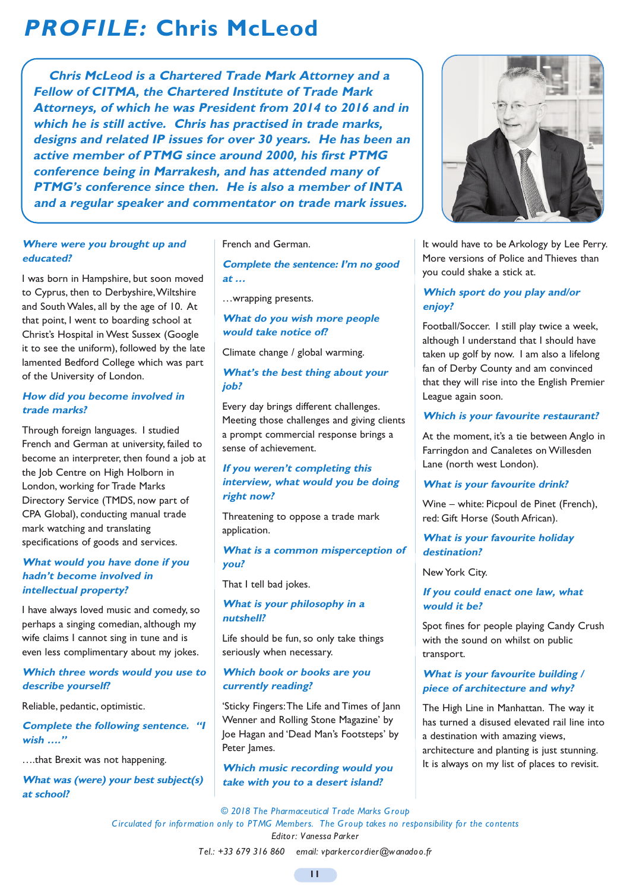# *PROFILE:* Chris McLeod

***Chris McLeod is a Chartered Trade Mark Attorney and a Fellow of CITMA, the Chartered Institute of Trade Mark Attorneys, of which he was President from 2014 to 2016 and in which he is still active. Chris has practised in trade marks, designs and related IP issues for over 30 years. He has been an active member of PTMG since around 2000, his first PTMG conference being in Marrakesh, and has attended many of PTMG's conference since then. He is also a member of INTA and a regular speaker and commentator on trade mark issues.***

***Where were you brought up and educated?***

I was born in Hampshire, but soon moved to Cyprus, then to Derbyshire, Wiltshire and South Wales, all by the age of 10. At that point, I went to boarding school at Christ's Hospital in West Sussex (Google it to see the uniform), followed by the late lamented Bedford College which was part of the University of London.

***How did you become involved in trade marks?***

Through foreign languages. I studied French and German at university, failed to become an interpreter, then found a job at the Job Centre on High Holborn in London, working for Trade Marks Directory Service (TMDS, now part of CPA Global), conducting manual trade mark watching and translating specifications of goods and services.

***What would you have done if you hadn't become involved in intellectual property?***

I have always loved music and comedy, so perhaps a singing comedian, although my wife claims I cannot sing in tune and is even less complimentary about my jokes.

***Which three words would you use to describe yourself?***

Reliable, pedantic, optimistic.

***Complete the following sentence. "I wish ...."***

….that Brexit was not happening.

***What was (were) your best subject(s) at school?***

French and German.

***Complete the sentence: I'm no good at …***

…wrapping presents.

***What do you wish more people would take notice of?***

Climate change / global warming.

***What's the best thing about your job?***

Every day brings different challenges. Meeting those challenges and giving clients a prompt commercial response brings a sense of achievement.

***If you weren't completing this interview, what would you be doing right now?***

Threatening to oppose a trade mark application.

***What is a common misperception of you?***

That I tell bad jokes.

***What is your philosophy in a nutshell?***

Life should be fun, so only take things seriously when necessary.

***Which book or books are you currently reading?***

'Sticky Fingers: The Life and Times of Jann Wenner and Rolling Stone Magazine' by Joe Hagan and 'Dead Man's Footsteps' by Peter James.

***Which music recording would you take with you to a desert island?***

It would have to be Arkology by Lee Perry. More versions of Police and Thieves than you could shake a stick at.

***Which sport do you play and/or enjoy?***

Football/Soccer. I still play twice a week, although I understand that I should have taken up golf by now. I am also a lifelong fan of Derby County and am convinced that they will rise into the English Premier League again soon.

***Which is your favourite restaurant?***

At the moment, it's a tie between Anglo in Farringdon and Canaletes on Willesden Lane (north west London).

***What is your favourite drink?***

Wine – white: Picpoul de Pinet (French), red: Gift Horse (South African).

***What is your favourite holiday destination?***

New York City.

***If you could enact one law, what would it be?***

Spot fines for people playing Candy Crush with the sound on whilst on public transport.

***What is your favourite building / piece of architecture and why?***

The High Line in Manhattan. The way it has turned a disused elevated rail line into a destination with amazing views, architecture and planting is just stunning. It is always on my list of places to revisit.

*© 2018 The Pharmaceutical Trade Marks Group*
*Circulated for information only to PTMG Members. The Group takes no responsibility for the contents*
*Editor: Vanessa Parker*
*Tel.: +33 679 316 860 email: vparkercordier@wanadoo.fr*